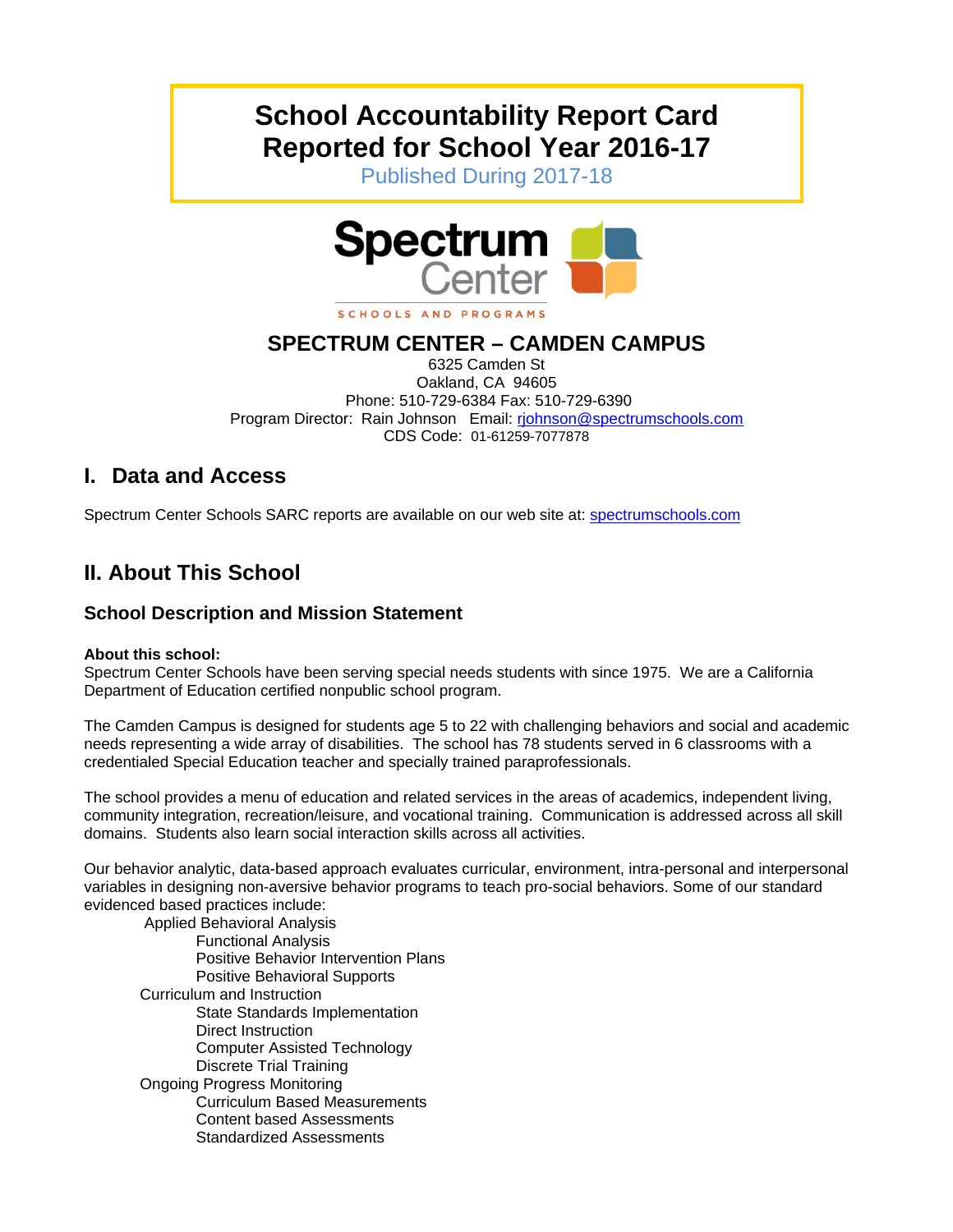# School Accountability Report Card
# Reported for School Year 2016-17

Published During 2017-18

Spectrum Center
SCHOOLS AND PROGRAMS

## SPECTRUM CENTER – CAMDEN CAMPUS

6325 Camden St
Oakland, CA 94605
Phone: 510-729-6384 Fax: 510-729-6390
Program Director: Rain Johnson Email: rjohnson@spectrumschools.com
CDS Code: 01-61259-7077878

## I. Data and Access

Spectrum Center Schools SARC reports are available on our web site at: spectrumschools.com

## II. About This School

### School Description and Mission Statement

**About this school:**
Spectrum Center Schools have been serving special needs students with since 1975. We are a California Department of Education certified nonpublic school program.

The Camden Campus is designed for students age 5 to 22 with challenging behaviors and social and academic needs representing a wide array of disabilities. The school has 78 students served in 6 classrooms with a credentialed Special Education teacher and specially trained paraprofessionals.

The school provides a menu of education and related services in the areas of academics, independent living, community integration, recreation/leisure, and vocational training. Communication is addressed across all skill domains. Students also learn social interaction skills across all activities.

Our behavior analytic, data-based approach evaluates curricular, environment, intra-personal and interpersonal variables in designing non-aversive behavior programs to teach pro-social behaviors. Some of our standard evidenced based practices include:

- Applied Behavioral Analysis
  - Functional Analysis
  - Positive Behavior Intervention Plans
  - Positive Behavioral Supports
- Curriculum and Instruction
  - State Standards Implementation
  - Direct Instruction
  - Computer Assisted Technology
  - Discrete Trial Training
- Ongoing Progress Monitoring
  - Curriculum Based Measurements
  - Content based Assessments
  - Standardized Assessments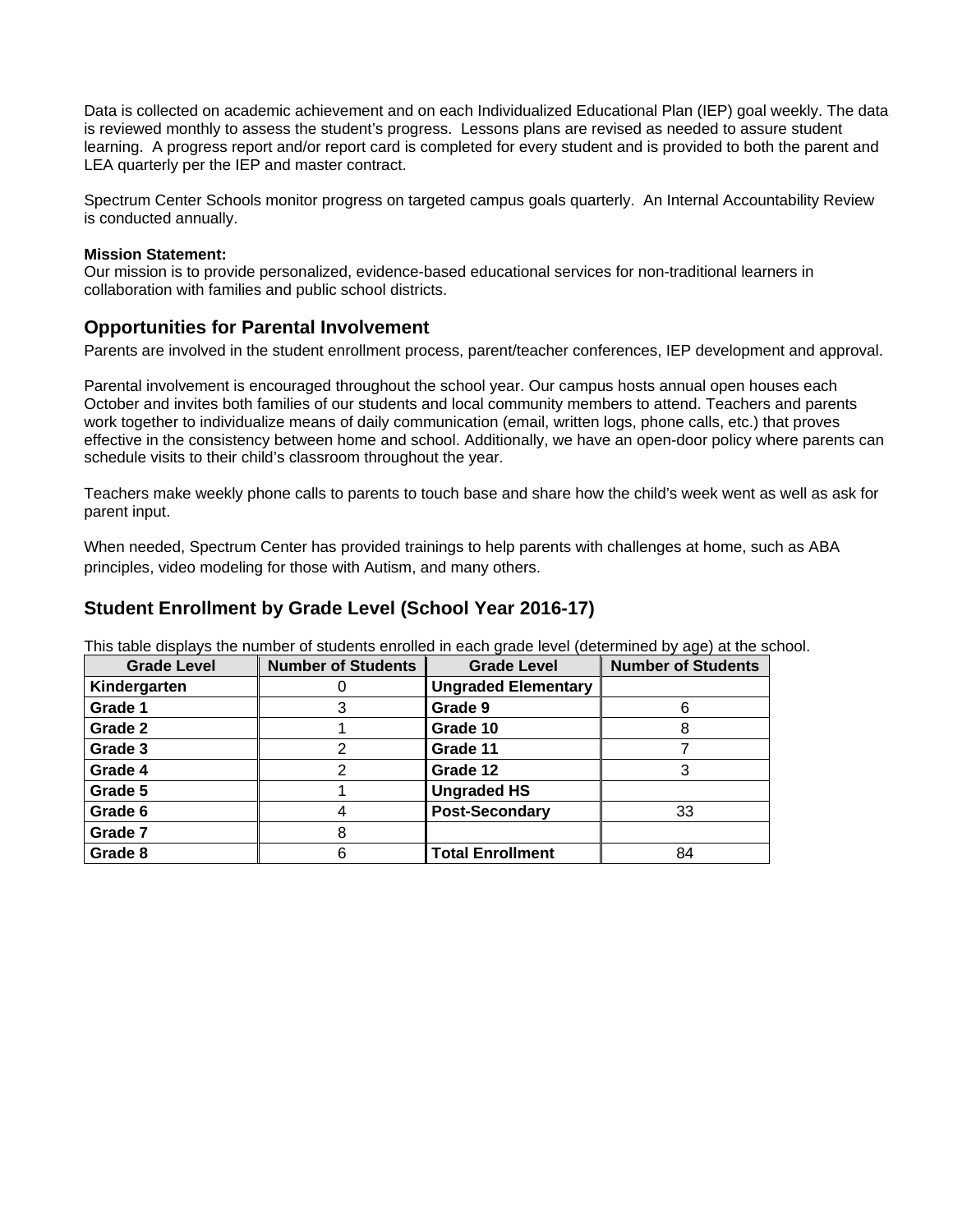Data is collected on academic achievement and on each Individualized Educational Plan (IEP) goal weekly. The data is reviewed monthly to assess the student's progress. Lessons plans are revised as needed to assure student learning. A progress report and/or report card is completed for every student and is provided to both the parent and LEA quarterly per the IEP and master contract.

Spectrum Center Schools monitor progress on targeted campus goals quarterly. An Internal Accountability Review is conducted annually.

**Mission Statement:**
Our mission is to provide personalized, evidence-based educational services for non-traditional learners in collaboration with families and public school districts.

## Opportunities for Parental Involvement

Parents are involved in the student enrollment process, parent/teacher conferences, IEP development and approval.

Parental involvement is encouraged throughout the school year. Our campus hosts annual open houses each October and invites both families of our students and local community members to attend. Teachers and parents work together to individualize means of daily communication (email, written logs, phone calls, etc.) that proves effective in the consistency between home and school. Additionally, we have an open-door policy where parents can schedule visits to their child's classroom throughout the year.

Teachers make weekly phone calls to parents to touch base and share how the child's week went as well as ask for parent input.

When needed, Spectrum Center has provided trainings to help parents with challenges at home, such as ABA principles, video modeling for those with Autism, and many others.

## Student Enrollment by Grade Level (School Year 2016-17)

This table displays the number of students enrolled in each grade level (determined by age) at the school.

| Grade Level | Number of Students | Grade Level | Number of Students |
|---|---|---|---|
| **Kindergarten** | 0 | **Ungraded Elementary** | |
| **Grade 1** | 3 | **Grade 9** | 6 |
| **Grade 2** | 1 | **Grade 10** | 8 |
| **Grade 3** | 2 | **Grade 11** | 7 |
| **Grade 4** | 2 | **Grade 12** | 3 |
| **Grade 5** | 1 | **Ungraded HS** | |
| **Grade 6** | 4 | **Post-Secondary** | 33 |
| **Grade 7** | 8 | | |
| **Grade 8** | 6 | **Total Enrollment** | 84 |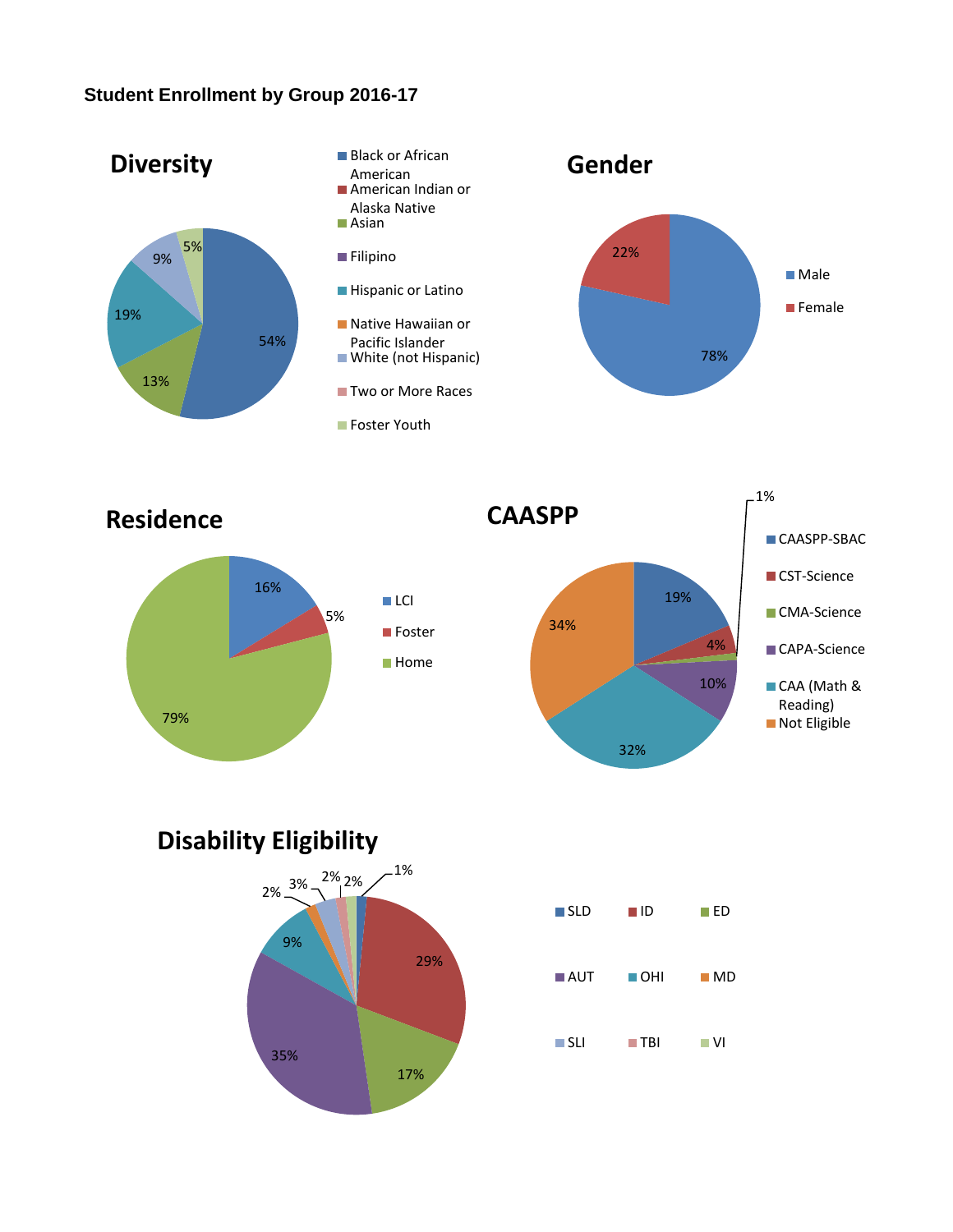**Student Enrollment by Group 2016-17**

## Diversity

- Black or African American: 54%
- American Indian or Alaska Native
- Asian: 13%
- Filipino
- Hispanic or Latino: 19%
- Native Hawaiian or Pacific Islander
- White (not Hispanic): 9%
- Two or More Races
- Foster Youth: 5%

## Gender

- Male: 78%
- Female: 22%

## Residence

- LCI: 16%
- Foster: 5%
- Home: 79%

## CAASPP

- CAASPP-SBAC: 19%
- CST-Science: 4%
- CMA-Science: 1%
- CAPA-Science: 10%
- CAA (Math & Reading): 32%
- Not Eligible: 34%

## Disability Eligibility

- SLD: 1%
- ID: 29%
- ED: 17%
- AUT: 35%
- OHI: 9%
- MD: 2%
- SLI: 3%
- TBI: 2%
- VI: 2%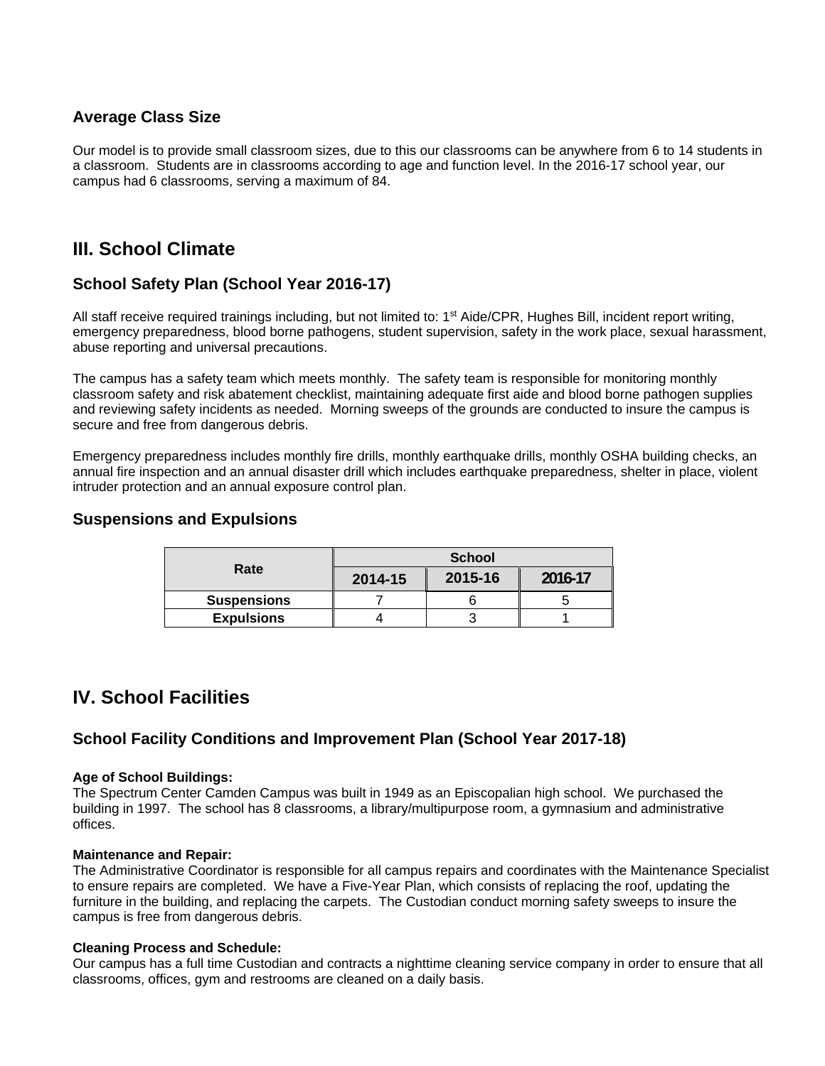### Average Class Size

Our model is to provide small classroom sizes, due to this our classrooms can be anywhere from 6 to 14 students in a classroom. Students are in classrooms according to age and function level. In the 2016-17 school year, our campus had 6 classrooms, serving a maximum of 84.

## III. School Climate

### School Safety Plan (School Year 2016-17)

All staff receive required trainings including, but not limited to: 1st Aide/CPR, Hughes Bill, incident report writing, emergency preparedness, blood borne pathogens, student supervision, safety in the work place, sexual harassment, abuse reporting and universal precautions.

The campus has a safety team which meets monthly. The safety team is responsible for monitoring monthly classroom safety and risk abatement checklist, maintaining adequate first aide and blood borne pathogen supplies and reviewing safety incidents as needed. Morning sweeps of the grounds are conducted to insure the campus is secure and free from dangerous debris.

Emergency preparedness includes monthly fire drills, monthly earthquake drills, monthly OSHA building checks, an annual fire inspection and an annual disaster drill which includes earthquake preparedness, shelter in place, violent intruder protection and an annual exposure control plan.

### Suspensions and Expulsions

| Rate | School | | |
|---|---|---|---|
| | 2014-15 | 2015-16 | 2016-17 |
| Suspensions | 7 | 6 | 5 |
| Expulsions | 4 | 3 | 1 |

## IV. School Facilities

### School Facility Conditions and Improvement Plan (School Year 2017-18)

**Age of School Buildings:**
The Spectrum Center Camden Campus was built in 1949 as an Episcopalian high school. We purchased the building in 1997. The school has 8 classrooms, a library/multipurpose room, a gymnasium and administrative offices.

**Maintenance and Repair:**
The Administrative Coordinator is responsible for all campus repairs and coordinates with the Maintenance Specialist to ensure repairs are completed. We have a Five-Year Plan, which consists of replacing the roof, updating the furniture in the building, and replacing the carpets. The Custodian conduct morning safety sweeps to insure the campus is free from dangerous debris.

**Cleaning Process and Schedule:**
Our campus has a full time Custodian and contracts a nighttime cleaning service company in order to ensure that all classrooms, offices, gym and restrooms are cleaned on a daily basis.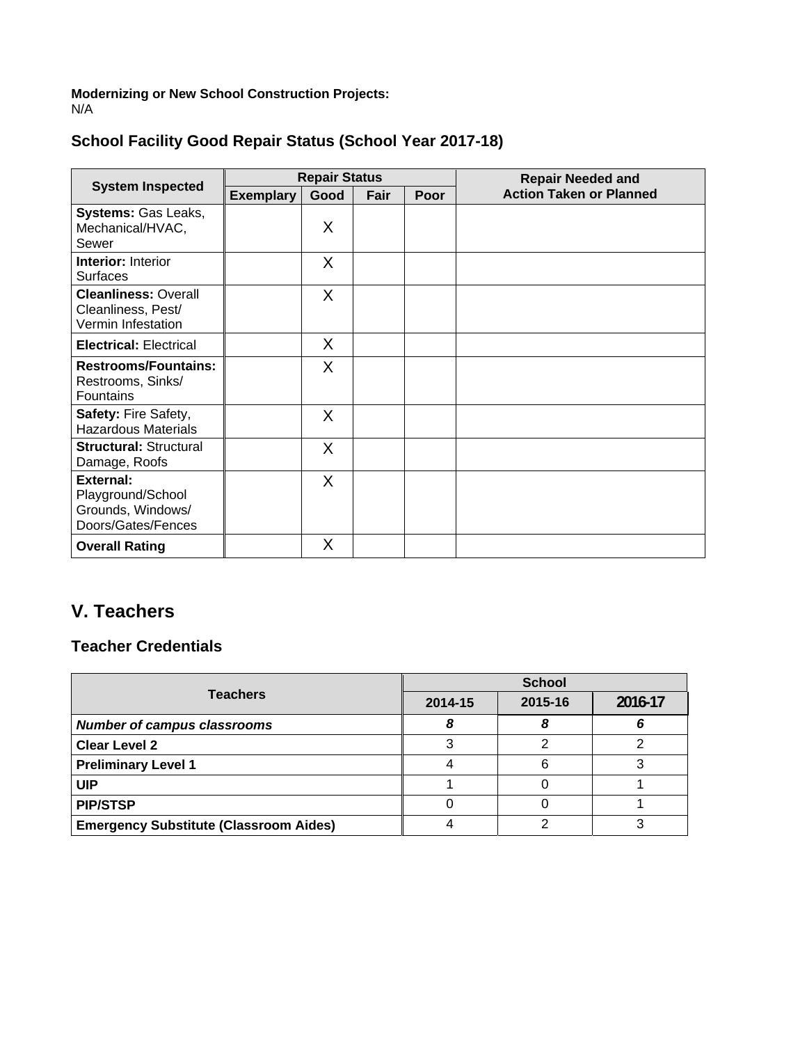**Modernizing or New School Construction Projects:**
N/A

### School Facility Good Repair Status (School Year 2017-18)

| System Inspected | Repair Status | | | | Repair Needed and Action Taken or Planned |
|---|---|---|---|---|---|
| | Exemplary | Good | Fair | Poor | |
| **Systems:** Gas Leaks, Mechanical/HVAC, Sewer | | X | | | |
| **Interior:** Interior Surfaces | | X | | | |
| **Cleanliness:** Overall Cleanliness, Pest/ Vermin Infestation | | X | | | |
| **Electrical:** Electrical | | X | | | |
| **Restrooms/Fountains:** Restrooms, Sinks/ Fountains | | X | | | |
| **Safety:** Fire Safety, Hazardous Materials | | X | | | |
| **Structural:** Structural Damage, Roofs | | X | | | |
| **External:** Playground/School Grounds, Windows/ Doors/Gates/Fences | | X | | | |
| **Overall Rating** | | X | | | |

## V. Teachers

### Teacher Credentials

| Teachers | School | | |
|---|---|---|---|
| | 2014-15 | 2015-16 | 2016-17 |
| ***Number of campus classrooms*** | ***8*** | ***8*** | ***6*** |
| **Clear Level 2** | 3 | 2 | 2 |
| **Preliminary Level 1** | 4 | 6 | 3 |
| **UIP** | 1 | 0 | 1 |
| **PIP/STSP** | 0 | 0 | 1 |
| **Emergency Substitute (Classroom Aides)** | 4 | 2 | 3 |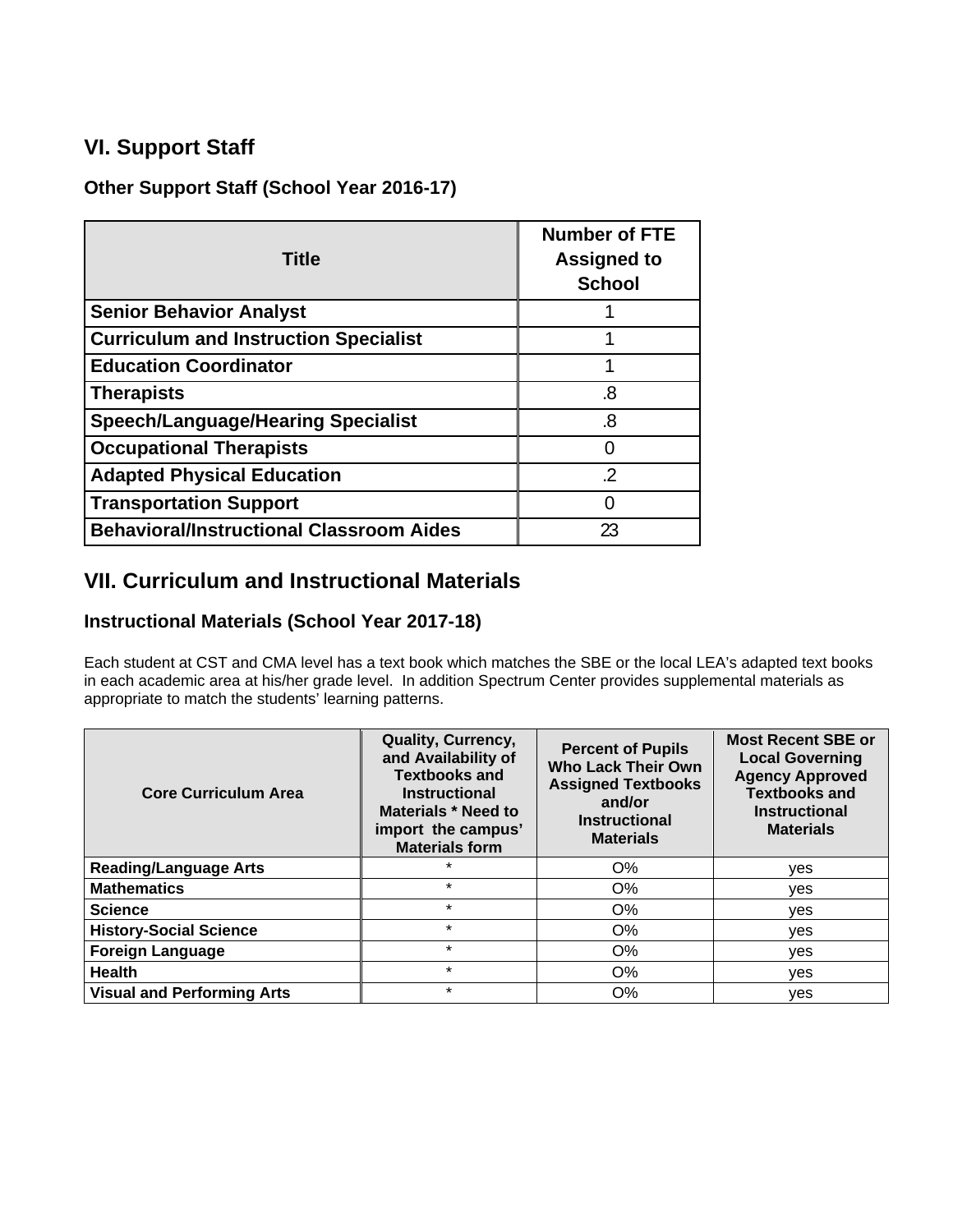## VI. Support Staff

### Other Support Staff (School Year 2016-17)

| Title | Number of FTE Assigned to School |
|---|---|
| **Senior Behavior Analyst** | 1 |
| **Curriculum and Instruction Specialist** | 1 |
| **Education Coordinator** | 1 |
| **Therapists** | .8 |
| **Speech/Language/Hearing Specialist** | .8 |
| **Occupational Therapists** | 0 |
| **Adapted Physical Education** | .2 |
| **Transportation Support** | 0 |
| **Behavioral/Instructional Classroom Aides** | 23 |

## VII. Curriculum and Instructional Materials

### Instructional Materials (School Year 2017-18)

Each student at CST and CMA level has a text book which matches the SBE or the local LEA's adapted text books in each academic area at his/her grade level. In addition Spectrum Center provides supplemental materials as appropriate to match the students' learning patterns.

| Core Curriculum Area | Quality, Currency, and Availability of Textbooks and Instructional Materials * Need to import the campus' Materials form | Percent of Pupils Who Lack Their Own Assigned Textbooks and/or Instructional Materials | Most Recent SBE or Local Governing Agency Approved Textbooks and Instructional Materials |
|---|---|---|---|
| **Reading/Language Arts** | * | O% | yes |
| **Mathematics** | * | O% | yes |
| **Science** | * | O% | yes |
| **History-Social Science** | * | O% | yes |
| **Foreign Language** | * | O% | yes |
| **Health** | * | O% | yes |
| **Visual and Performing Arts** | * | O% | yes |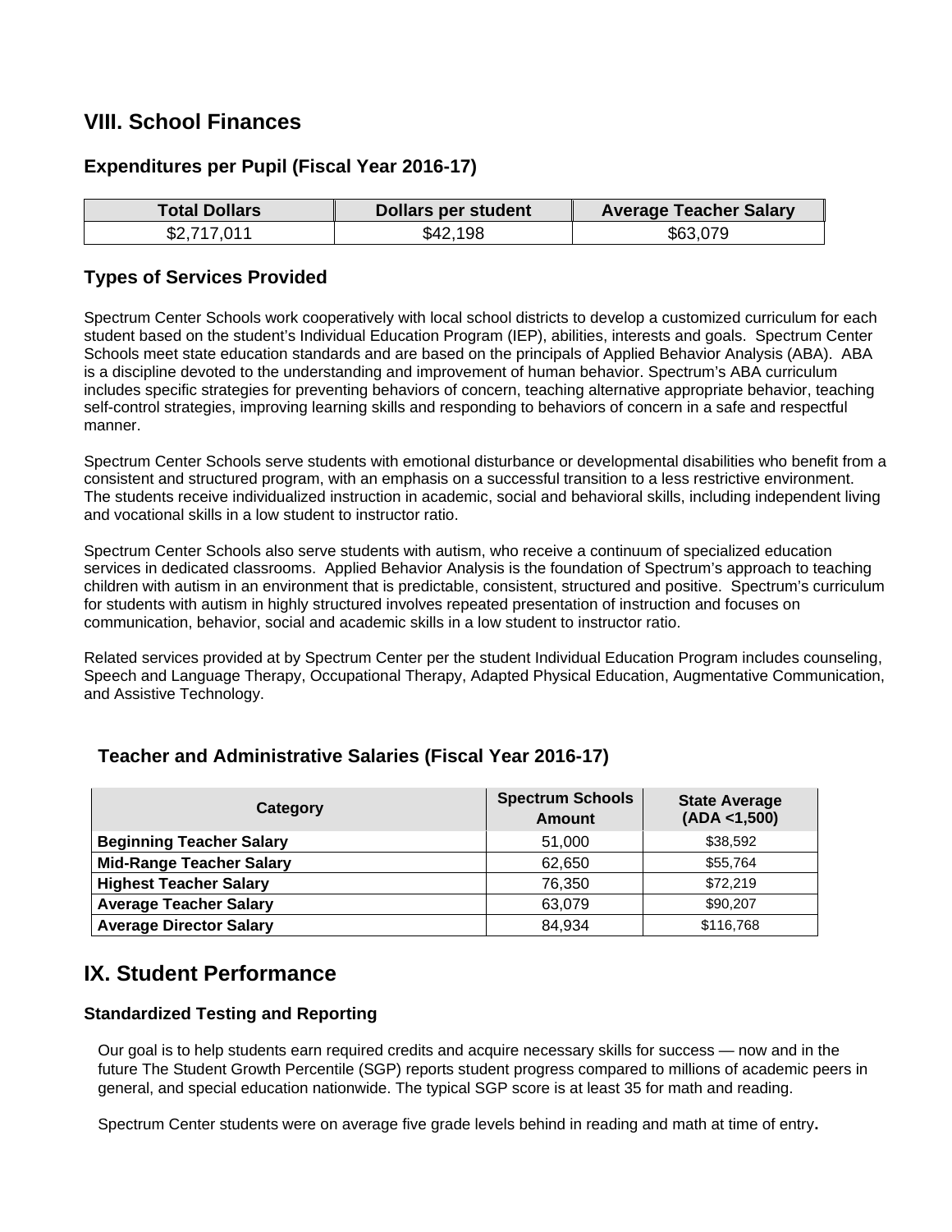## VIII. School Finances

### Expenditures per Pupil (Fiscal Year 2016-17)

| Total Dollars | Dollars per student | Average Teacher Salary |
|---|---|---|
| $2,717,011 | $42,198 | $63,079 |

### Types of Services Provided

Spectrum Center Schools work cooperatively with local school districts to develop a customized curriculum for each student based on the student's Individual Education Program (IEP), abilities, interests and goals. Spectrum Center Schools meet state education standards and are based on the principals of Applied Behavior Analysis (ABA). ABA is a discipline devoted to the understanding and improvement of human behavior. Spectrum's ABA curriculum includes specific strategies for preventing behaviors of concern, teaching alternative appropriate behavior, teaching self-control strategies, improving learning skills and responding to behaviors of concern in a safe and respectful manner.

Spectrum Center Schools serve students with emotional disturbance or developmental disabilities who benefit from a consistent and structured program, with an emphasis on a successful transition to a less restrictive environment. The students receive individualized instruction in academic, social and behavioral skills, including independent living and vocational skills in a low student to instructor ratio.

Spectrum Center Schools also serve students with autism, who receive a continuum of specialized education services in dedicated classrooms. Applied Behavior Analysis is the foundation of Spectrum's approach to teaching children with autism in an environment that is predictable, consistent, structured and positive. Spectrum's curriculum for students with autism in highly structured involves repeated presentation of instruction and focuses on communication, behavior, social and academic skills in a low student to instructor ratio.

Related services provided at by Spectrum Center per the student Individual Education Program includes counseling, Speech and Language Therapy, Occupational Therapy, Adapted Physical Education, Augmentative Communication, and Assistive Technology.

### Teacher and Administrative Salaries (Fiscal Year 2016-17)

| Category | Spectrum Schools Amount | State Average (ADA <1,500) |
|---|---|---|
| **Beginning Teacher Salary** | 51,000 | $38,592 |
| **Mid-Range Teacher Salary** | 62,650 | $55,764 |
| **Highest Teacher Salary** | 76,350 | $72,219 |
| **Average Teacher Salary** | 63,079 | $90,207 |
| **Average Director Salary** | 84,934 | $116,768 |

## IX. Student Performance

### Standardized Testing and Reporting

Our goal is to help students earn required credits and acquire necessary skills for success — now and in the future The Student Growth Percentile (SGP) reports student progress compared to millions of academic peers in general, and special education nationwide. The typical SGP score is at least 35 for math and reading.

Spectrum Center students were on average five grade levels behind in reading and math at time of entry**.**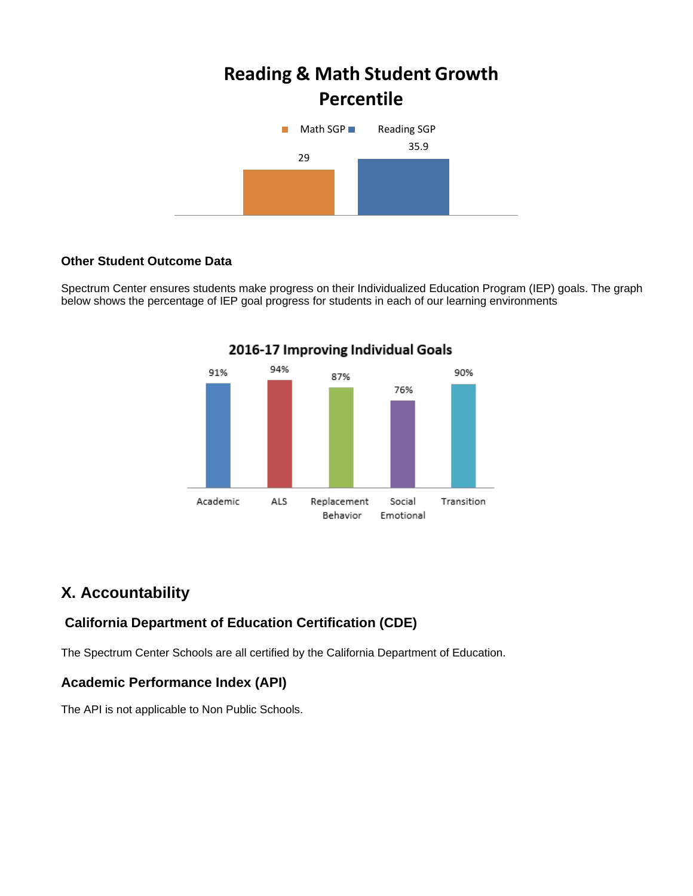**Reading & Math Student Growth Percentile**

| | Math SGP | Reading SGP |
|---|---|---|
| Value | 29 | 35.9 |

### Other Student Outcome Data

Spectrum Center ensures students make progress on their Individualized Education Program (IEP) goals. The graph below shows the percentage of IEP goal progress for students in each of our learning environments

**2016-17 Improving Individual Goals**

| Academic | ALS | Replacement Behavior | Social Emotional | Transition |
|---|---|---|---|---|
| 91% | 94% | 87% | 76% | 90% |

## X. Accountability

### California Department of Education Certification (CDE)

The Spectrum Center Schools are all certified by the California Department of Education.

### Academic Performance Index (API)

The API is not applicable to Non Public Schools.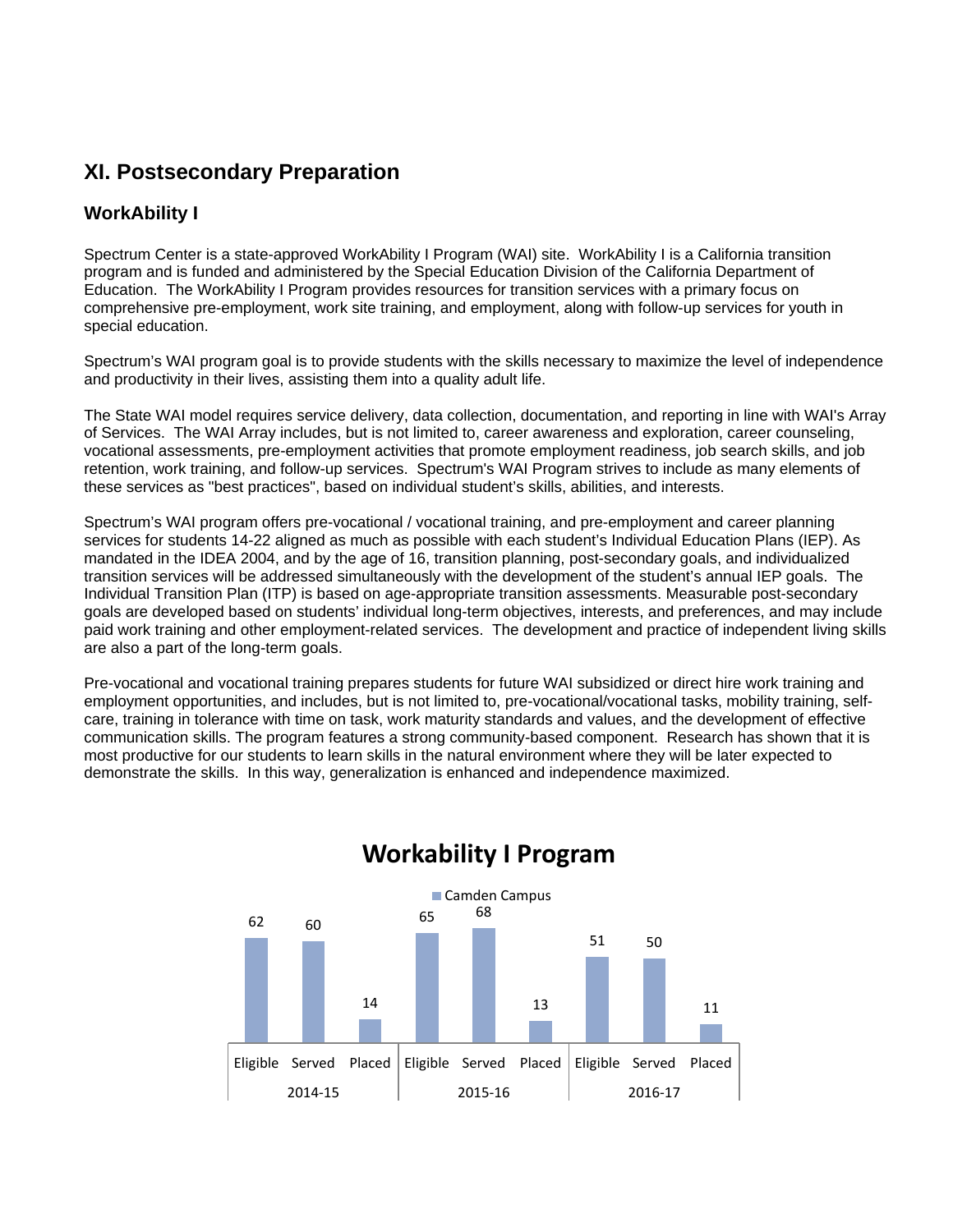## XI. Postsecondary Preparation

### WorkAbility I

Spectrum Center is a state-approved WorkAbility I Program (WAI) site. WorkAbility I is a California transition program and is funded and administered by the Special Education Division of the California Department of Education. The WorkAbility I Program provides resources for transition services with a primary focus on comprehensive pre-employment, work site training, and employment, along with follow-up services for youth in special education.

Spectrum's WAI program goal is to provide students with the skills necessary to maximize the level of independence and productivity in their lives, assisting them into a quality adult life.

The State WAI model requires service delivery, data collection, documentation, and reporting in line with WAI's Array of Services. The WAI Array includes, but is not limited to, career awareness and exploration, career counseling, vocational assessments, pre-employment activities that promote employment readiness, job search skills, and job retention, work training, and follow-up services. Spectrum's WAI Program strives to include as many elements of these services as "best practices", based on individual student's skills, abilities, and interests.

Spectrum's WAI program offers pre-vocational / vocational training, and pre-employment and career planning services for students 14-22 aligned as much as possible with each student's Individual Education Plans (IEP). As mandated in the IDEA 2004, and by the age of 16, transition planning, post-secondary goals, and individualized transition services will be addressed simultaneously with the development of the student's annual IEP goals. The Individual Transition Plan (ITP) is based on age-appropriate transition assessments. Measurable post-secondary goals are developed based on students' individual long-term objectives, interests, and preferences, and may include paid work training and other employment-related services. The development and practice of independent living skills are also a part of the long-term goals.

Pre-vocational and vocational training prepares students for future WAI subsidized or direct hire work training and employment opportunities, and includes, but is not limited to, pre-vocational/vocational tasks, mobility training, self-care, training in tolerance with time on task, work maturity standards and values, and the development of effective communication skills. The program features a strong community-based component. Research has shown that it is most productive for our students to learn skills in the natural environment where they will be later expected to demonstrate the skills. In this way, generalization is enhanced and independence maximized.

**Workability I Program**

Camden Campus

| Year | Eligible | Served | Placed |
|---|---|---|---|
| 2014-15 | 62 | 60 | 14 |
| 2015-16 | 65 | 68 | 13 |
| 2016-17 | 51 | 50 | 11 |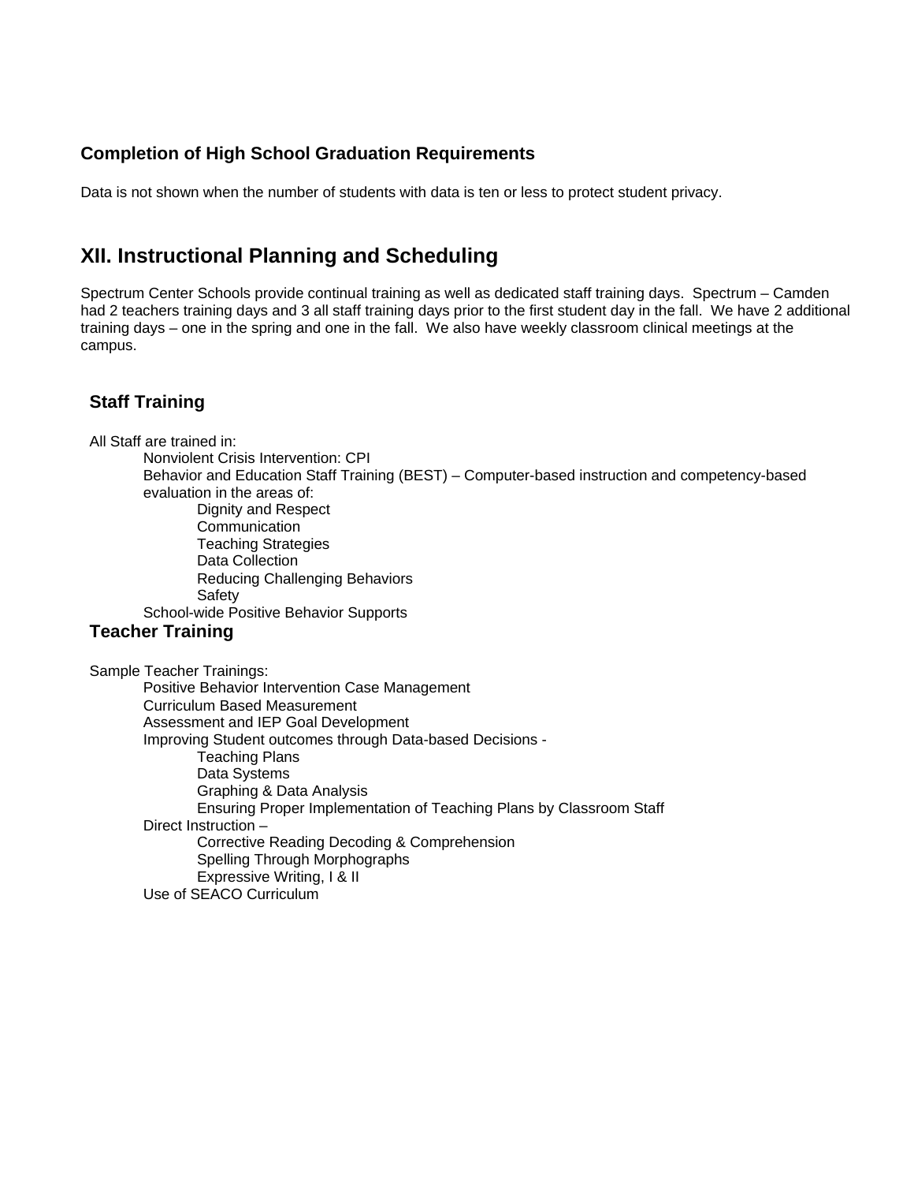### Completion of High School Graduation Requirements

Data is not shown when the number of students with data is ten or less to protect student privacy.

## XII. Instructional Planning and Scheduling

Spectrum Center Schools provide continual training as well as dedicated staff training days. Spectrum – Camden had 2 teachers training days and 3 all staff training days prior to the first student day in the fall. We have 2 additional training days – one in the spring and one in the fall. We also have weekly classroom clinical meetings at the campus.

### Staff Training

All Staff are trained in:

- Nonviolent Crisis Intervention: CPI
- Behavior and Education Staff Training (BEST) – Computer-based instruction and competency-based evaluation in the areas of:
  - Dignity and Respect
  - Communication
  - Teaching Strategies
  - Data Collection
  - Reducing Challenging Behaviors
  - Safety
- School-wide Positive Behavior Supports

### Teacher Training

Sample Teacher Trainings:

- Positive Behavior Intervention Case Management
- Curriculum Based Measurement
- Assessment and IEP Goal Development
- Improving Student outcomes through Data-based Decisions -
  - Teaching Plans
  - Data Systems
  - Graphing & Data Analysis
  - Ensuring Proper Implementation of Teaching Plans by Classroom Staff
- Direct Instruction –
  - Corrective Reading Decoding & Comprehension
  - Spelling Through Morphographs
  - Expressive Writing, I & II
- Use of SEACO Curriculum